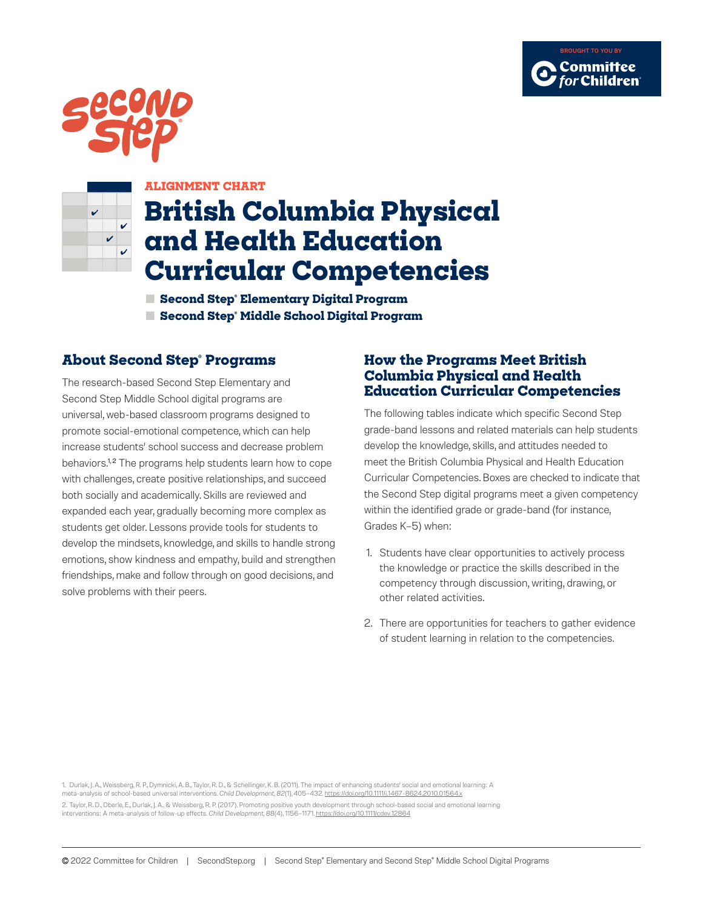BROUGHT TO YOU BY Committee for Children

Second Step

ALIGNMENT CHART

# British Columbia Physical and Health Education Curricular Competencies

- **Second Step® Elementary Digital Program**
- **Second Step® Middle School Digital Program**

## About Second Step® Programs

The research-based Second Step Elementary and Second Step Middle School digital programs are universal, web-based classroom programs designed to promote social-emotional competence, which can help increase students' school success and decrease problem behaviors.[1,2] The programs help students learn how to cope with challenges, create positive relationships, and succeed both socially and academically. Skills are reviewed and expanded each year, gradually becoming more complex as students get older. Lessons provide tools for students to develop the mindsets, knowledge, and skills to handle strong emotions, show kindness and empathy, build and strengthen friendships, make and follow through on good decisions, and solve problems with their peers.

## How the Programs Meet British Columbia Physical and Health Education Curricular Competencies

The following tables indicate which specific Second Step grade-band lessons and related materials can help students develop the knowledge, skills, and attitudes needed to meet the British Columbia Physical and Health Education Curricular Competencies. Boxes are checked to indicate that the Second Step digital programs meet a given competency within the identified grade or grade-band (for instance, Grades K–5) when:

1. Students have clear opportunities to actively process the knowledge or practice the skills described in the competency through discussion, writing, drawing, or other related activities.
2. There are opportunities for teachers to gather evidence of student learning in relation to the competencies.

1. Durlak, J. A., Weissberg, R. P., Dymnicki, A. B., Taylor, R. D., & Schellinger, K. B. (2011). The impact of enhancing students' social and emotional learning: A meta-analysis of school-based universal interventions. *Child Development*, *82*(1), 405–432. https://doi.org/10.1111/j.1467-8624.2010.01564.x

2. Taylor, R. D., Oberle, E., Durlak, J. A., & Weissberg, R. P. (2017). Promoting positive youth development through school-based social and emotional learning interventions: A meta-analysis of follow-up effects. *Child Development*, *88*(4), 1156–1171. https://doi.org/10.1111/cdev.12864

© 2022 Committee for Children | SecondStep.org | Second Step® Elementary and Second Step® Middle School Digital Programs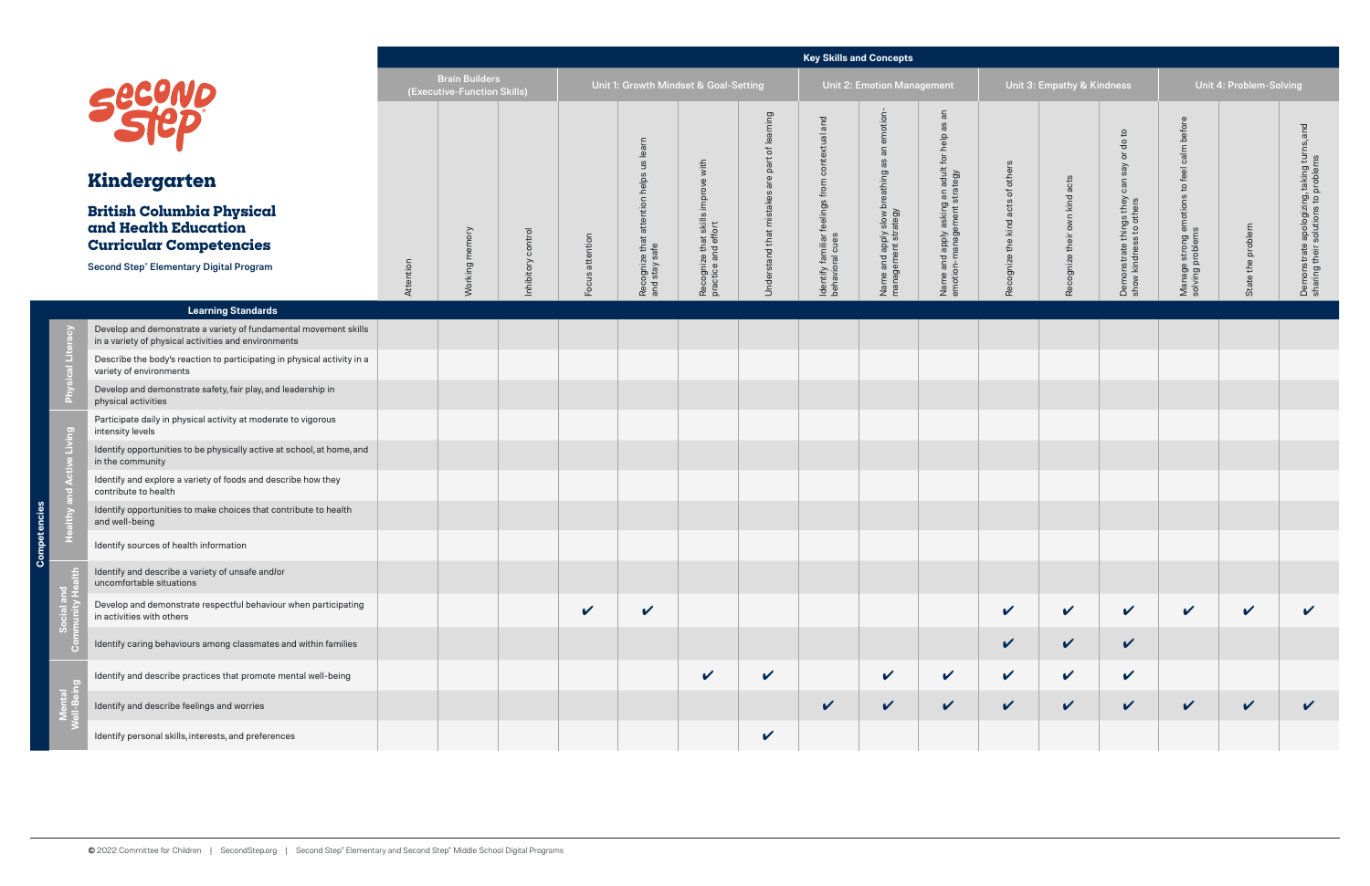# Kindergarten

## British Columbia Physical and Health Education Curricular Competencies

Second Step® Elementary Digital Program

| | | Key Skills and Concepts | | | | | | | | | | | | | | | | |
|---|---|---|---|---|---|---|---|---|---|---|---|---|---|---|---|---|---|---|
| | | Brain Builders (Executive-Function Skills) | | | Unit 1: Growth Mindset & Goal-Setting | | | | Unit 2: Emotion Management | | | Unit 3: Empathy & Kindness | | | Unit 4: Problem-Solving | | | |
| Competencies | Learning Standards | Attention | Working memory | Inhibitory control | Focus attention | Recognize that attention helps us learn and stay safe | Recognize that skills improve with practice and effort | Understand that mistakes are part of learning | Identify familiar feelings from contextual and behavioral cues | Name and apply slow breathing as an emotion-management strategy | Name and apply asking an adult for help as an emotion-management strategy | Recognize the kind acts of others | Recognize their own kind acts | Demonstrate things they can say or do to show kindness to others | Manage strong emotions to feel calm before solving problems | State the problem | Demonstrate apologizing, taking turns, and sharing their solutions to problems |
| Physical Literacy | Develop and demonstrate a variety of fundamental movement skills in a variety of physical activities and environments | | | | | | | | | | | | | | | | |
| | Describe the body's reaction to participating in physical activity in a variety of environments | | | | | | | | | | | | | | | | |
| | Develop and demonstrate safety, fair play, and leadership in physical activities | | | | | | | | | | | | | | | | |
| Healthy and Active Living | Participate daily in physical activity at moderate to vigorous intensity levels | | | | | | | | | | | | | | | | |
| | Identify opportunities to be physically active at school, at home, and in the community | | | | | | | | | | | | | | | | |
| | Identify and explore a variety of foods and describe how they contribute to health | | | | | | | | | | | | | | | | |
| | Identify opportunities to make choices that contribute to health and well-being | | | | | | | | | | | | | | | | |
| | Identify sources of health information | | | | | | | | | | | | | | | | |
| Social and Community Health | Identify and describe a variety of unsafe and/or uncomfortable situations | | | | | | | | | | | | | | | | |
| | Develop and demonstrate respectful behaviour when participating in activities with others | | | | ✔ | ✔ | | | | | | ✔ | ✔ | ✔ | ✔ | ✔ | ✔ |
| | Identify caring behaviours among classmates and within families | | | | | | | | | | | ✔ | ✔ | ✔ | | | |
| Mental Well-Being | Identify and describe practices that promote mental well-being | | | | | | ✔ | ✔ | | ✔ | ✔ | ✔ | ✔ | ✔ | | | |
| | Identify and describe feelings and worries | | | | | | | | ✔ | ✔ | ✔ | ✔ | ✔ | ✔ | ✔ | ✔ | ✔ |
| | Identify personal skills, interests, and preferences | | | | | | | ✔ | | | | | | | | | |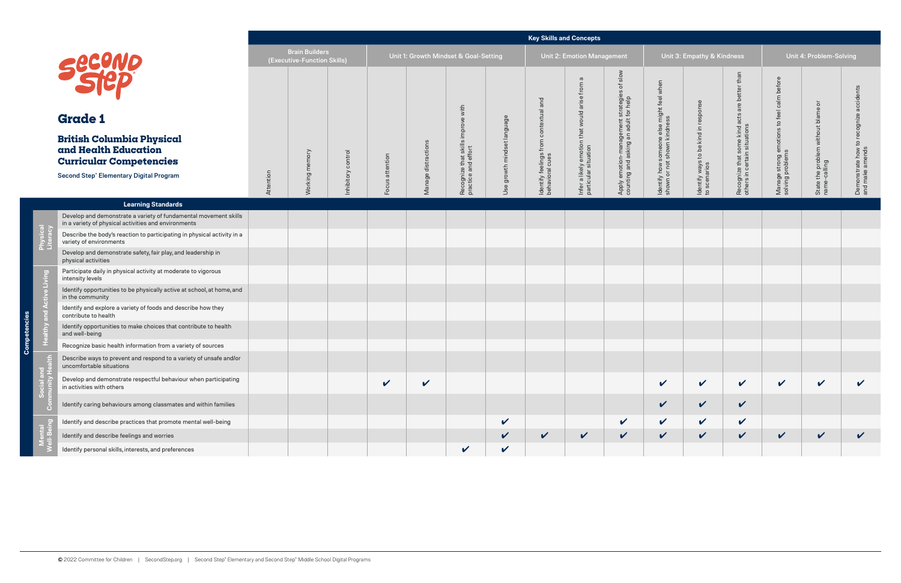# Grade 1

## British Columbia Physical and Health Education Curricular Competencies

Second Step® Elementary Digital Program

| Competencies | Learning Standards | Brain Builders (Executive-Function Skills) | | | Unit 1: Growth Mindset & Goal-Setting | | | | Unit 2: Emotion Management | | | Unit 3: Empathy & Kindness | | | Unit 4: Problem-Solving | | |
|---|---|---|---|---|---|---|---|---|---|---|---|---|---|---|---|---|---|
| | | Attention | Working memory | Inhibitory control | Focus attention | Manage distractions | Recognize that skills improve with practice and effort | Use growth mindset language | Identify feelings from contextual and behavioral cues | Infer a likely emotion that would arise from a particular situation | Apply emotion-management strategies of slow counting and asking an adult for help | Identify how someone else might feel when shown or not shown kindness | Identify ways to be kind in response to scenarios | Recognize that some kind acts are better than others in certain situations | Manage strong emotions to feel calm before solving problems | State the problem without blame or name-calling | Demonstrate how to recognize accidents and make amends |
| Physical Literacy | Develop and demonstrate a variety of fundamental movement skills in a variety of physical activities and environments | | | | | | | | | | | | | | | | |
| | Describe the body's reaction to participating in physical activity in a variety of environments | | | | | | | | | | | | | | | | |
| | Develop and demonstrate safety, fair play, and leadership in physical activities | | | | | | | | | | | | | | | | |
| Healthy and Active Living | Participate daily in physical activity at moderate to vigorous intensity levels | | | | | | | | | | | | | | | | |
| | Identify opportunities to be physically active at school, at home, and in the community | | | | | | | | | | | | | | | | |
| | Identify and explore a variety of foods and describe how they contribute to health | | | | | | | | | | | | | | | | |
| | Identify opportunities to make choices that contribute to health and well-being | | | | | | | | | | | | | | | | |
| | Recognize basic health information from a variety of sources | | | | | | | | | | | | | | | | |
| Social and Community Health | Describe ways to prevent and respond to a variety of unsafe and/or uncomfortable situations | | | | | | | | | | | | | | | | |
| | Develop and demonstrate respectful behaviour when participating in activities with others | | | | ✔ | ✔ | | | | | | ✔ | ✔ | ✔ | ✔ | ✔ | ✔ |
| | Identify caring behaviours among classmates and within families | | | | | | | | | | | ✔ | ✔ | ✔ | | | |
| Mental Well-Being | Identify and describe practices that promote mental well-being | | | | | | | ✔ | | | ✔ | ✔ | ✔ | ✔ | | | |
| | Identify and describe feelings and worries | | | | | | | ✔ | ✔ | ✔ | ✔ | ✔ | ✔ | ✔ | ✔ | ✔ | ✔ |
| | Identify personal skills, interests, and preferences | | | | | | ✔ | ✔ | | | | | | | | | |

© 2022 Committee for Children | SecondStep.org | Second Step® Elementary and Second Step® Middle School Digital Programs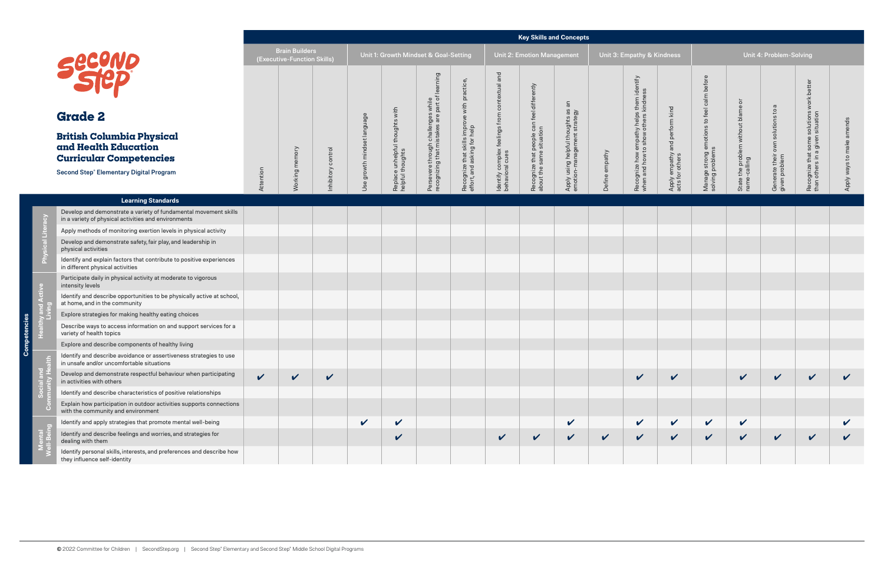# Grade 2

## British Columbia Physical and Health Education Curricular Competencies

Second Step® Elementary Digital Program

**Key Skills and Concepts**

| Competencies | Learning Standards | Brain Builders (Executive-Function Skills) | | | Unit 1: Growth Mindset & Goal-Setting | | | | Unit 2: Emotion Management | | | Unit 3: Empathy & Kindness | | | Unit 4: Problem-Solving | | | | |
|---|---|---|---|---|---|---|---|---|---|---|---|---|---|---|---|---|---|---|---|
| | | Attention | Working memory | Inhibitory control | Use growth mindset language | Replace unhelpful thoughts with helpful thoughts | Persevere through challenges while recognizing that mistakes are part of learning | Recognize that skills improve with practice, effort, and asking for help | Identify complex feelings from contextual and behavioral cues | Recognize that people can feel differently about the same situation | Apply using helpful thoughts as an emotion-management strategy | Define empathy | Recognize how empathy helps them identify when and how to show others kindness | Apply empathy and perform kind acts for others | Manage strong emotions to feel calm before solving problems | State the problem without blame or name-calling | Generate their own solutions to a given problem | Recognize that some solutions work better than others in a given situation | Apply ways to make amends |
| Physical Literacy | Develop and demonstrate a variety of fundamental movement skills in a variety of physical activities and environments | | | | | | | | | | | | | | | | | | |
| Physical Literacy | Apply methods of monitoring exertion levels in physical activity | | | | | | | | | | | | | | | | | | |
| Physical Literacy | Develop and demonstrate safety, fair play, and leadership in physical activities | | | | | | | | | | | | | | | | | | |
| Physical Literacy | Identify and explain factors that contribute to positive experiences in different physical activities | | | | | | | | | | | | | | | | | | |
| Healthy and Active Living | Participate daily in physical activity at moderate to vigorous intensity levels | | | | | | | | | | | | | | | | | | |
| Healthy and Active Living | Identify and describe opportunities to be physically active at school, at home, and in the community | | | | | | | | | | | | | | | | | | |
| Healthy and Active Living | Explore strategies for making healthy eating choices | | | | | | | | | | | | | | | | | | |
| Healthy and Active Living | Describe ways to access information on and support services for a variety of health topics | | | | | | | | | | | | | | | | | | |
| Healthy and Active Living | Explore and describe components of healthy living | | | | | | | | | | | | | | | | | | |
| Social and Community Health | Identify and describe avoidance or assertiveness strategies to use in unsafe and/or uncomfortable situations | | | | | | | | | | | | | | | | | | |
| Social and Community Health | Develop and demonstrate respectful behaviour when participating in activities with others | ✔ | ✔ | ✔ | | | | | | | | | ✔ | ✔ | | ✔ | ✔ | ✔ | ✔ |
| Social and Community Health | Identify and describe characteristics of positive relationships | | | | | | | | | | | | | | | | | | |
| Social and Community Health | Explain how participation in outdoor activities supports connections with the community and environment | | | | | | | | | | | | | | | | | | |
| Mental Well-Being | Identify and apply strategies that promote mental well-being | | | | ✔ | ✔ | | | | | ✔ | | ✔ | ✔ | ✔ | ✔ | | | ✔ |
| Mental Well-Being | Identify and describe feelings and worries, and strategies for dealing with them | | | | | ✔ | | | ✔ | ✔ | ✔ | ✔ | ✔ | ✔ | ✔ | ✔ | ✔ | ✔ | ✔ |
| Mental Well-Being | Identify personal skills, interests, and preferences and describe how they influence self-identity | | | | | | | | | | | | | | | | | | |

© 2022 Committee for Children | SecondStep.org | Second Step® Elementary and Second Step® Middle School Digital Programs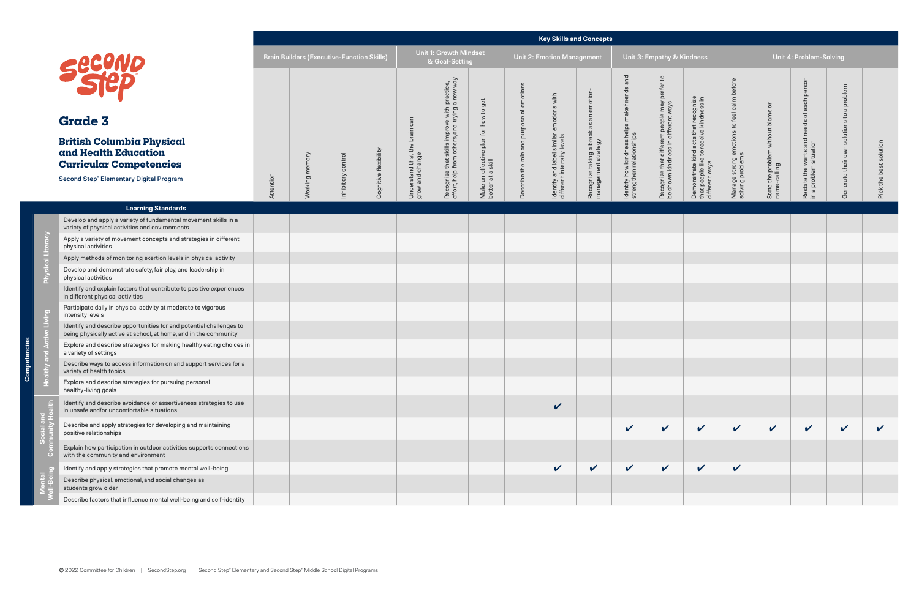# Grade 3

## British Columbia Physical and Health Education Curricular Competencies

**Second Step® Elementary Digital Program**

| Key Skills and Concepts | | Brain Builders (Executive-Function Skills) | | | | Unit 1: Growth Mindset & Goal-Setting | | | Unit 2: Emotion Management | | | Unit 3: Empathy & Kindness | | | Unit 4: Problem-Solving | | | | |
|---|---|---|---|---|---|---|---|---|---|---|---|---|---|---|---|---|---|---|---|
| **Competencies** | **Learning Standards** | Attention | Working memory | Inhibitory control | Cognitive flexibility | Understand that the brain can grow and change | Recognize that skills improve with practice, effort, help from others, and trying a new way | Make an effective plan for how to get better at a skill | Describe the role and purpose of emotions | Identify and label similar emotions with different intensity levels | Recognize taking a break as an emotion-management strategy | Identify how kindness helps make friends and strengthen relationships | Recognize that different people may prefer to be shown kindness in different ways | Demonstrate kind acts that recognize that people like to receive kindness in different ways | Manage strong emotions to feel calm before solving problems | State the problem without blame or name-calling | Restate the wants and needs of each person in a problem situation | Generate their own solutions to a problem | Pick the best solution |
| Physical Literacy | Develop and apply a variety of fundamental movement skills in a variety of physical activities and environments | | | | | | | | | | | | | | | | | | |
| Physical Literacy | Apply a variety of movement concepts and strategies in different physical activities | | | | | | | | | | | | | | | | | | |
| Physical Literacy | Apply methods of monitoring exertion levels in physical activity | | | | | | | | | | | | | | | | | | |
| Physical Literacy | Develop and demonstrate safety, fair play, and leadership in physical activities | | | | | | | | | | | | | | | | | | |
| Physical Literacy | Identify and explain factors that contribute to positive experiences in different physical activities | | | | | | | | | | | | | | | | | | |
| Healthy and Active Living | Participate daily in physical activity at moderate to vigorous intensity levels | | | | | | | | | | | | | | | | | | |
| Healthy and Active Living | Identify and describe opportunities for and potential challenges to being physically active at school, at home, and in the community | | | | | | | | | | | | | | | | | | |
| Healthy and Active Living | Explore and describe strategies for making healthy eating choices in a variety of settings | | | | | | | | | | | | | | | | | | |
| Healthy and Active Living | Describe ways to access information on and support services for a variety of health topics | | | | | | | | | | | | | | | | | | |
| Healthy and Active Living | Explore and describe strategies for pursuing personal healthy-living goals | | | | | | | | | | | | | | | | | | |
| Social and Community Health | Identify and describe avoidance or assertiveness strategies to use in unsafe and/or uncomfortable situations | | | | | | | | | ✔ | | | | | | | | | |
| Social and Community Health | Describe and apply strategies for developing and maintaining positive relationships | | | | | | | | | | | ✔ | ✔ | ✔ | ✔ | ✔ | ✔ | ✔ | ✔ |
| Social and Community Health | Explain how participation in outdoor activities supports connections with the community and environment | | | | | | | | | | | | | | | | | | |
| Mental Well-Being | Identify and apply strategies that promote mental well-being | | | | | | | | | ✔ | ✔ | ✔ | ✔ | ✔ | ✔ | | | | |
| Mental Well-Being | Describe physical, emotional, and social changes as students grow older | | | | | | | | | | | | | | | | | | |
| Mental Well-Being | Describe factors that influence mental well-being and self-identity | | | | | | | | | | | | | | | | | | |

© 2022 Committee for Children | SecondStep.org | Second Step® Elementary and Second Step® Middle School Digital Programs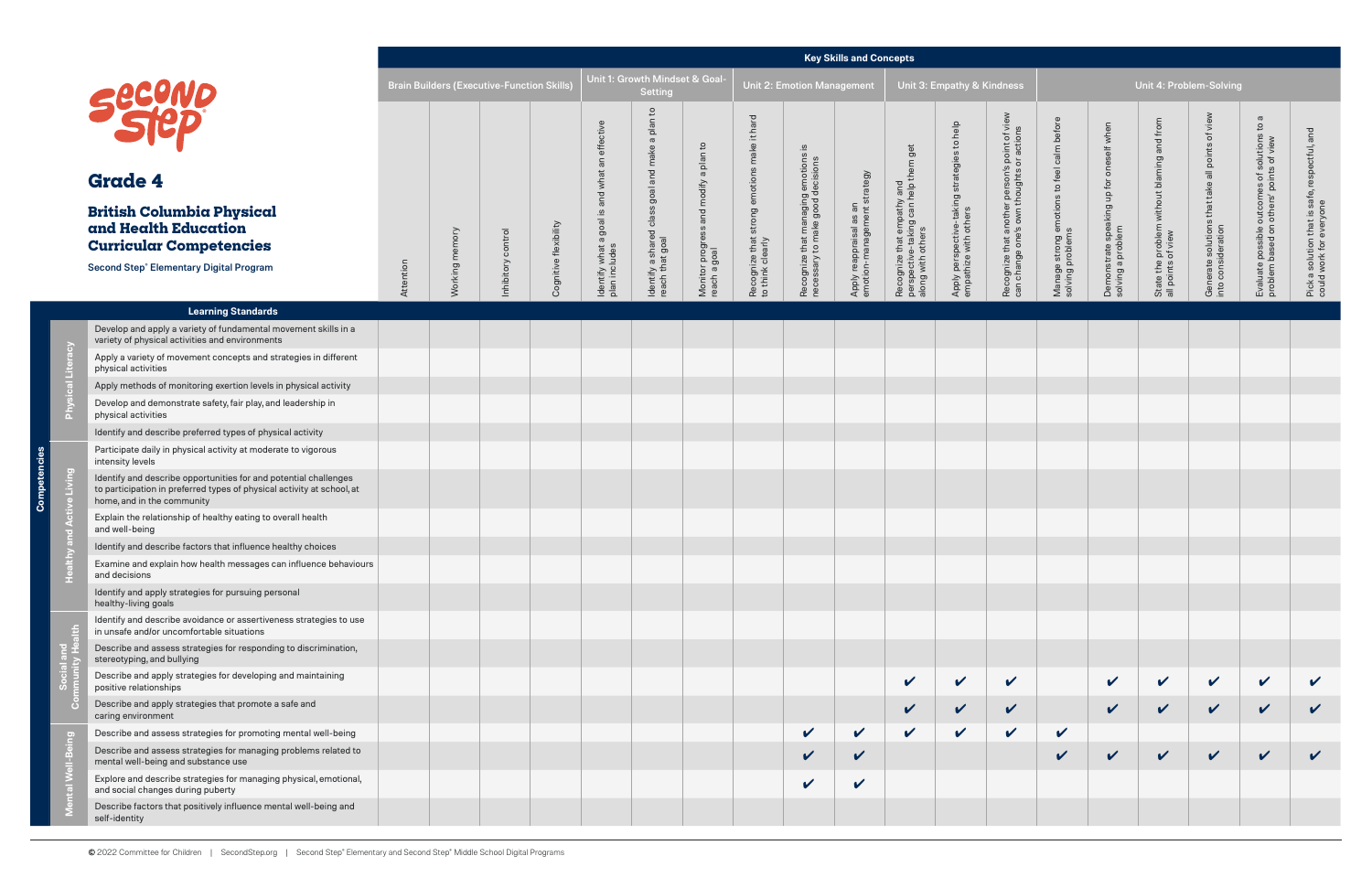# Grade 4

## British Columbia Physical and Health Education Curricular Competencies

Second Step® Elementary Digital Program

| Competencies | Learning Standards | Key Skills and Concepts: Brain Builders (Executive-Function Skills) | | | | Unit 1: Growth Mindset & Goal-Setting | | | Unit 2: Emotion Management | | | Unit 3: Empathy & Kindness | | | Unit 4: Problem-Solving | | | | | |
|---|---|---|---|---|---|---|---|---|---|---|---|---|---|---|---|---|---|---|---|---|
| | | Attention | Working memory | Inhibitory control | Cognitive flexibility | Identify what a goal is and what an effective plan includes | Identify a shared class goal and make a plan to reach that goal | Monitor progress and modify a plan to reach a goal | Recognize that strong emotions make it hard to think clearly | Recognize that managing emotions is necessary to make good decisions | Apply reappraisal as an emotion-management strategy | Recognize that empathy and perspective-taking can help them get along with others | Apply perspective-taking strategies to help empathize with others | Recognize that another person's point of view can change one's own thoughts or actions | Manage strong emotions to feel calm before solving problems | Demonstrate speaking up for oneself when solving a problem | State the problem without blaming and from all points of view | Generate solutions that take all points of view into consideration | Evaluate possible outcomes of solutions to a problem based on others' points of view | Pick a solution that is safe, respectful, and could work for everyone |
| Physical Literacy | Develop and apply a variety of fundamental movement skills in a variety of physical activities and environments | | | | | | | | | | | | | | | | | | | |
| Physical Literacy | Apply a variety of movement concepts and strategies in different physical activities | | | | | | | | | | | | | | | | | | | |
| Physical Literacy | Apply methods of monitoring exertion levels in physical activity | | | | | | | | | | | | | | | | | | | |
| Physical Literacy | Develop and demonstrate safety, fair play, and leadership in physical activities | | | | | | | | | | | | | | | | | | | |
| Physical Literacy | Identify and describe preferred types of physical activity | | | | | | | | | | | | | | | | | | | |
| Healthy and Active Living | Participate daily in physical activity at moderate to vigorous intensity levels | | | | | | | | | | | | | | | | | | | |
| Healthy and Active Living | Identify and describe opportunities for and potential challenges to participation in preferred types of physical activity at school, at home, and in the community | | | | | | | | | | | | | | | | | | | |
| Healthy and Active Living | Explain the relationship of healthy eating to overall health and well-being | | | | | | | | | | | | | | | | | | | |
| Healthy and Active Living | Identify and describe factors that influence healthy choices | | | | | | | | | | | | | | | | | | | |
| Healthy and Active Living | Examine and explain how health messages can influence behaviours and decisions | | | | | | | | | | | | | | | | | | | |
| Healthy and Active Living | Identify and apply strategies for pursuing personal healthy-living goals | | | | | | | | | | | | | | | | | | | |
| Social and Community Health | Identify and describe avoidance or assertiveness strategies to use in unsafe and/or uncomfortable situations | | | | | | | | | | | | | | | | | | | |
| Social and Community Health | Describe and assess strategies for responding to discrimination, stereotyping, and bullying | | | | | | | | | | | | | | | | | | | |
| Social and Community Health | Describe and apply strategies for developing and maintaining positive relationships | | | | | | | | | | | ✔ | ✔ | ✔ | | ✔ | ✔ | ✔ | ✔ | ✔ |
| Social and Community Health | Describe and apply strategies that promote a safe and caring environment | | | | | | | | | | | ✔ | ✔ | ✔ | | ✔ | ✔ | ✔ | ✔ | ✔ |
| Mental Well-Being | Describe and assess strategies for promoting mental well-being | | | | | | | | | ✔ | ✔ | ✔ | ✔ | ✔ | ✔ | | | | | |
| Mental Well-Being | Describe and assess strategies for managing problems related to mental well-being and substance use | | | | | | | | | ✔ | ✔ | | | | ✔ | ✔ | ✔ | ✔ | ✔ | ✔ |
| Mental Well-Being | Explore and describe strategies for managing physical, emotional, and social changes during puberty | | | | | | | | | ✔ | ✔ | | | | | | | | | |
| Mental Well-Being | Describe factors that positively influence mental well-being and self-identity | | | | | | | | | | | | | | | | | | | |

© 2022 Committee for Children | SecondStep.org | Second Step® Elementary and Second Step® Middle School Digital Programs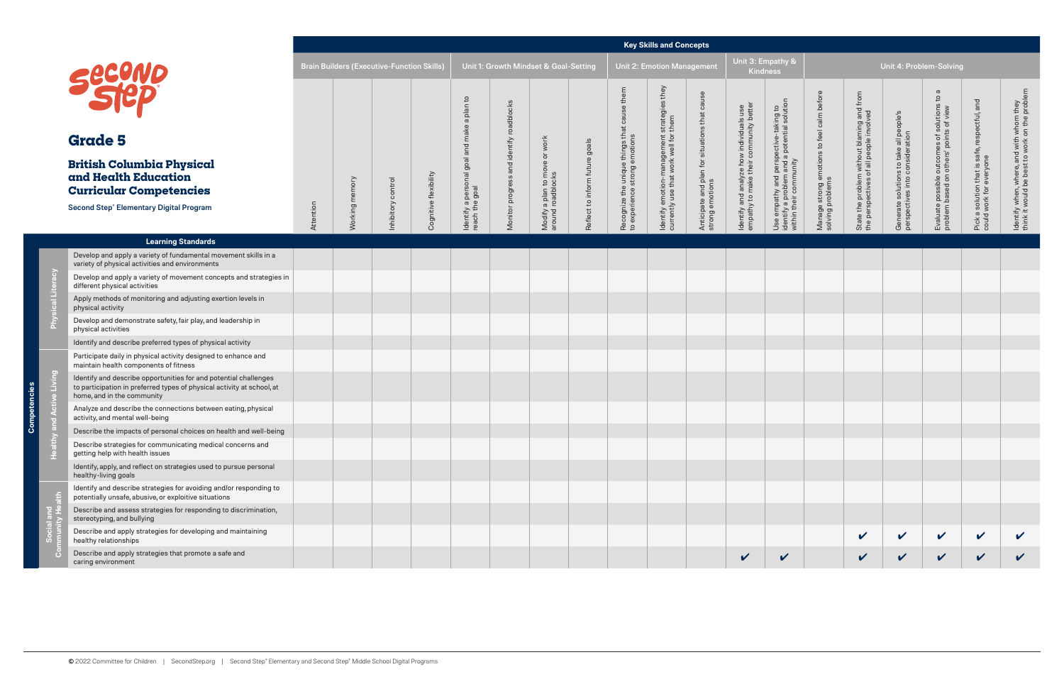# Grade 5

## British Columbia Physical and Health Education Curricular Competencies

Second Step® Elementary Digital Program

| Competencies | Learning Standards | Brain Builders (Executive-Function Skills) | | | | Unit 1: Growth Mindset & Goal-Setting | | | | Unit 2: Emotion Management | | | Unit 3: Empathy & Kindness | | Unit 4: Problem-Solving | | | | | |
|---|---|---|---|---|---|---|---|---|---|---|---|---|---|---|---|---|---|---|---|---|
| | | Attention | Working memory | Inhibitory control | Cognitive flexibility | Identify a personal goal and make a plan to reach the goal | Monitor progress and identify roadblocks | Modify a plan to move or work around roadblocks | Reflect to inform future goals | Recognize the unique things that cause them to experience strong emotions | Identify emotion-management strategies they currently use that work well for them | Anticipate and plan for situations that cause strong emotions | Identify and analyze how individuals use empathy to make their community better | Use empathy and perspective-taking to identify a problem and a potential solution within their community | Manage strong emotions to feel calm before solving problems | State the problem without blaming and from the perspectives of all people involved | Generate solutions to take all people's perspectives into consideration | Evaluate possible outcomes of solutions to a problem based on others' points of view | Pick a solution that is safe, respectful, and could work for everyone | Identify when, where, and with whom they think it would be best to work on the problem |
| Physical Literacy | Develop and apply a variety of fundamental movement skills in a variety of physical activities and environments | | | | | | | | | | | | | | | | | | | |
| Physical Literacy | Develop and apply a variety of movement concepts and strategies in different physical activities | | | | | | | | | | | | | | | | | | | |
| Physical Literacy | Apply methods of monitoring and adjusting exertion levels in physical activity | | | | | | | | | | | | | | | | | | | |
| Physical Literacy | Develop and demonstrate safety, fair play, and leadership in physical activities | | | | | | | | | | | | | | | | | | | |
| Physical Literacy | Identify and describe preferred types of physical activity | | | | | | | | | | | | | | | | | | | |
| Healthy and Active Living | Participate daily in physical activity designed to enhance and maintain health components of fitness | | | | | | | | | | | | | | | | | | | |
| Healthy and Active Living | Identify and describe opportunities for and potential challenges to participation in preferred types of physical activity at school, at home, and in the community | | | | | | | | | | | | | | | | | | | |
| Healthy and Active Living | Analyze and describe the connections between eating, physical activity, and mental well-being | | | | | | | | | | | | | | | | | | | |
| Healthy and Active Living | Describe the impacts of personal choices on health and well-being | | | | | | | | | | | | | | | | | | | |
| Healthy and Active Living | Describe strategies for communicating medical concerns and getting help with health issues | | | | | | | | | | | | | | | | | | | |
| Healthy and Active Living | Identify, apply, and reflect on strategies used to pursue personal healthy-living goals | | | | | | | | | | | | | | | | | | | |
| Social and Community Health | Identify and describe strategies for avoiding and/or responding to potentially unsafe, abusive, or exploitive situations | | | | | | | | | | | | | | | | | | | |
| Social and Community Health | Describe and assess strategies for responding to discrimination, stereotyping, and bullying | | | | | | | | | | | | | | | | | | | |
| Social and Community Health | Describe and apply strategies for developing and maintaining healthy relationships | | | | | | | | | | | | | | | ✔ | ✔ | ✔ | ✔ | ✔ |
| Social and Community Health | Describe and apply strategies that promote a safe and caring environment | | | | | | | | | | | | ✔ | ✔ | | ✔ | ✔ | ✔ | ✔ | ✔ |

© 2022 Committee for Children | SecondStep.org | Second Step® Elementary and Second Step® Middle School Digital Programs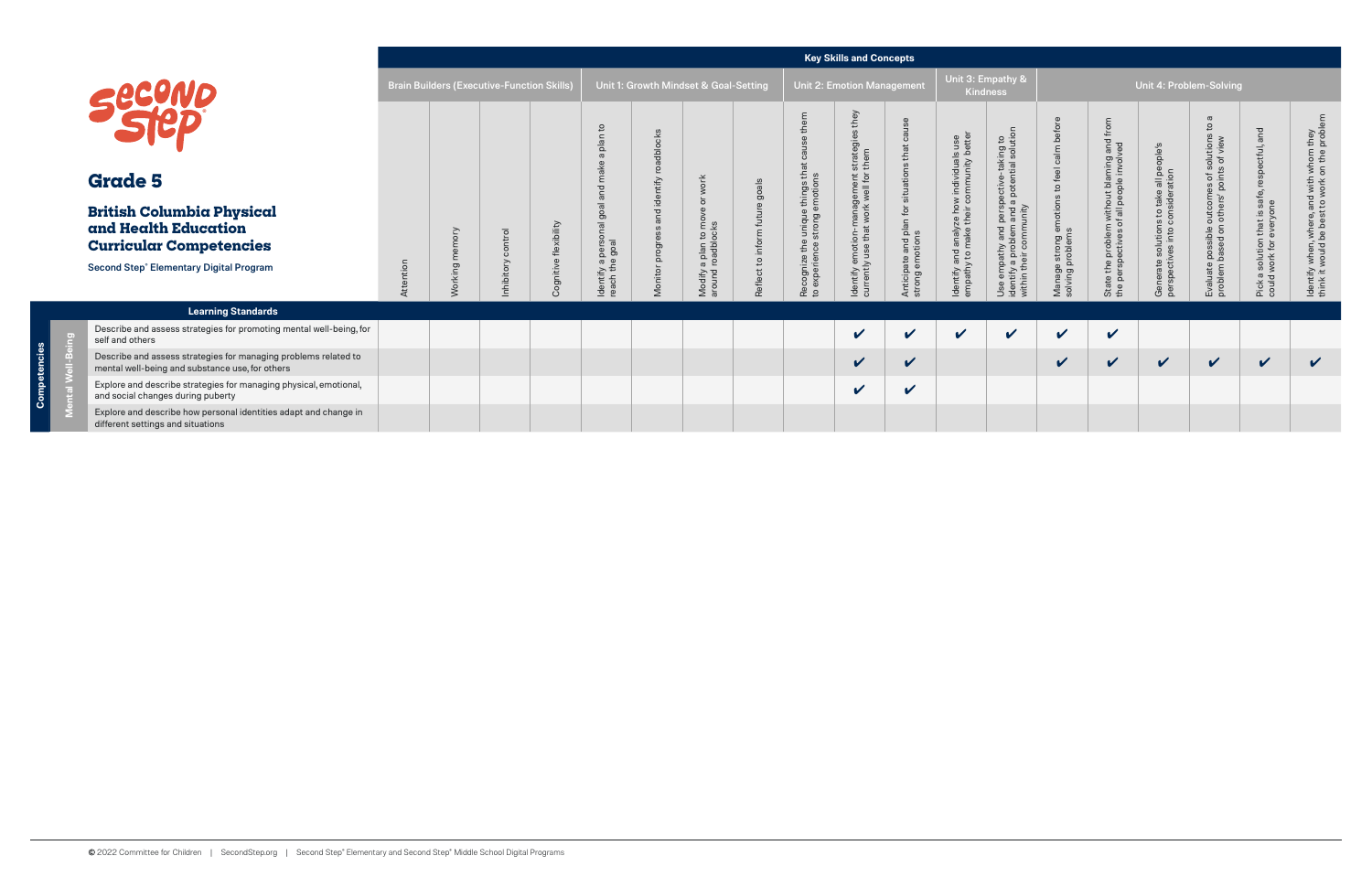# Grade 5

## British Columbia Physical and Health Education Curricular Competencies

**Second Step® Elementary Digital Program**

**Key Skills and Concepts**

| Learning Standards | Brain Builders (Executive-Function Skills) | | | | Unit 1: Growth Mindset & Goal-Setting | | | | Unit 2: Emotion Management | | | Unit 3: Empathy & Kindness | | Unit 4: Problem-Solving | | | | | |
|---|---|---|---|---|---|---|---|---|---|---|---|---|---|---|---|---|---|---|---|
| | Attention | Working memory | Inhibitory control | Cognitive flexibility | Identify a personal goal and make a plan to reach the goal | Monitor progress and identify roadblocks | Modify a plan to move or work around roadblocks | Reflect to inform future goals | Recognize the unique things that cause them to experience strong emotions | Identify emotion-management strategies they currently use that work well for them | Anticipate and plan for situations that cause strong emotions | Identify and analyze how individuals use empathy to make their community better | Use empathy and perspective-taking to identify a problem and a potential solution within their community | Manage strong emotions to feel calm before solving problems | State the problem without blaming and from the perspectives of all people involved | Generate solutions to take all people's perspectives into consideration | Evaluate possible outcomes of solutions to a problem based on others' points of view | Pick a solution that is safe, respectful, and could work for everyone | Identify when, where, and with whom they think it would be best to work on the problem |
| **Competencies – Mental Well-Being** | | | | | | | | | | | | | | | | | | | |
| Describe and assess strategies for promoting mental well-being, for self and others | | | | | | | | | | ✔ | ✔ | ✔ | ✔ | ✔ | ✔ | | | | |
| Describe and assess strategies for managing problems related to mental well-being and substance use, for others | | | | | | | | | | ✔ | ✔ | | | ✔ | ✔ | ✔ | ✔ | ✔ | ✔ |
| Explore and describe strategies for managing physical, emotional, and social changes during puberty | | | | | | | | | | ✔ | ✔ | | | | | | | | |
| Explore and describe how personal identities adapt and change in different settings and situations | | | | | | | | | | | | | | | | | | | |

© 2022 Committee for Children | SecondStep.org | Second Step® Elementary and Second Step® Middle School Digital Programs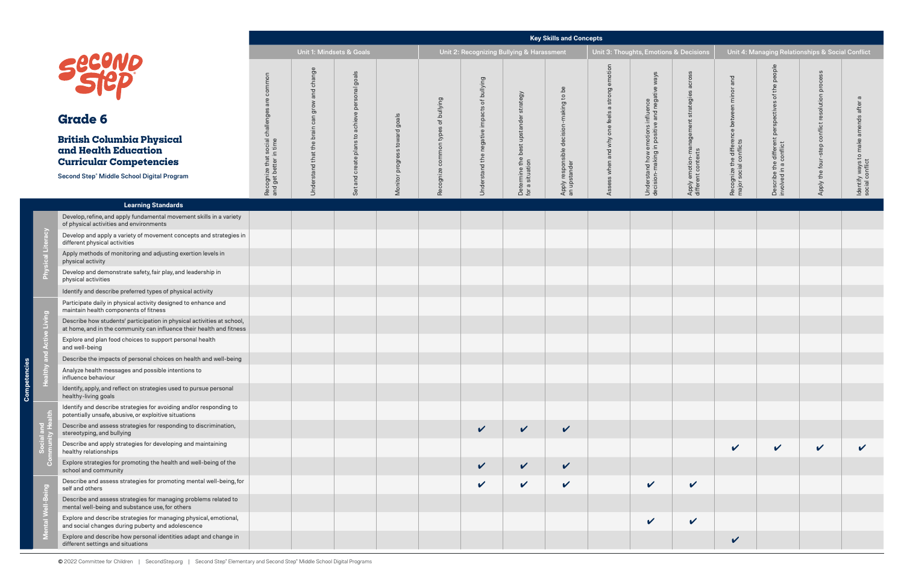# Grade 6

## British Columbia Physical and Health Education Curricular Competencies

**Second Step® Middle School Digital Program**

| Competencies | Learning Standards | Unit 1: Mindsets & Goals | | | | Unit 2: Recognizing Bullying & Harassment | | | | Unit 3: Thoughts, Emotions & Decisions | | | Unit 4: Managing Relationships & Social Conflict | | | |
|---|---|---|---|---|---|---|---|---|---|---|---|---|---|---|---|---|
| | | Recognize that social challenges are common and get better in time | Understand that the brain can grow and change | Set and create plans to achieve personal goals | Monitor progress toward goals | Recognize common types of bullying | Understand the negative impacts of bullying | Determine the best upstander strategy for a situation | Apply responsible decision-making to be an upstander | Assess when and why one feels a strong emotion | Understand how emotions influence decision-making in positive and negative ways | Apply emotion-management strategies across different contexts | Recognize the difference between minor and major social conflicts | Describe the different perspectives of the people involved in a conflict | Apply the four-step conflict resolution process | Identify ways to make amends after a social conflict |
| Physical Literacy | Develop, refine, and apply fundamental movement skills in a variety of physical activities and environments | | | | | | | | | | | | | | | |
| Physical Literacy | Develop and apply a variety of movement concepts and strategies in different physical activities | | | | | | | | | | | | | | | |
| Physical Literacy | Apply methods of monitoring and adjusting exertion levels in physical activity | | | | | | | | | | | | | | | |
| Physical Literacy | Develop and demonstrate safety, fair play, and leadership in physical activities | | | | | | | | | | | | | | | |
| Physical Literacy | Identify and describe preferred types of physical activity | | | | | | | | | | | | | | | |
| Healthy and Active Living | Participate daily in physical activity designed to enhance and maintain health components of fitness | | | | | | | | | | | | | | | |
| Healthy and Active Living | Describe how students' participation in physical activities at school, at home, and in the community can influence their health and fitness | | | | | | | | | | | | | | | |
| Healthy and Active Living | Explore and plan food choices to support personal health and well-being | | | | | | | | | | | | | | | |
| Healthy and Active Living | Describe the impacts of personal choices on health and well-being | | | | | | | | | | | | | | | |
| Healthy and Active Living | Analyze health messages and possible intentions to influence behaviour | | | | | | | | | | | | | | | |
| Healthy and Active Living | Identify, apply, and reflect on strategies used to pursue personal healthy-living goals | | | | | | | | | | | | | | | |
| Social and Community Health | Identify and describe strategies for avoiding and/or responding to potentially unsafe, abusive, or exploitive situations | | | | | | | | | | | | | | | |
| Social and Community Health | Describe and assess strategies for responding to discrimination, stereotyping, and bullying | | | | | | ✔ | ✔ | ✔ | | | | | | | |
| Social and Community Health | Describe and apply strategies for developing and maintaining healthy relationships | | | | | | | | | | | | ✔ | ✔ | ✔ | ✔ |
| Social and Community Health | Explore strategies for promoting the health and well-being of the school and community | | | | | | ✔ | ✔ | ✔ | | | | | | | |
| Mental Well-Being | Describe and assess strategies for promoting mental well-being, for self and others | | | | | | ✔ | ✔ | ✔ | | ✔ | ✔ | | | | |
| Mental Well-Being | Describe and assess strategies for managing problems related to mental well-being and substance use, for others | | | | | | | | | | | | | | | |
| Mental Well-Being | Explore and describe strategies for managing physical, emotional, and social changes during puberty and adolescence | | | | | | | | | | ✔ | ✔ | | | | |
| Mental Well-Being | Explore and describe how personal identities adapt and change in different settings and situations | | | | | | | | | | | | ✔ | | | |

© 2022 Committee for Children | SecondStep.org | Second Step® Elementary and Second Step® Middle School Digital Programs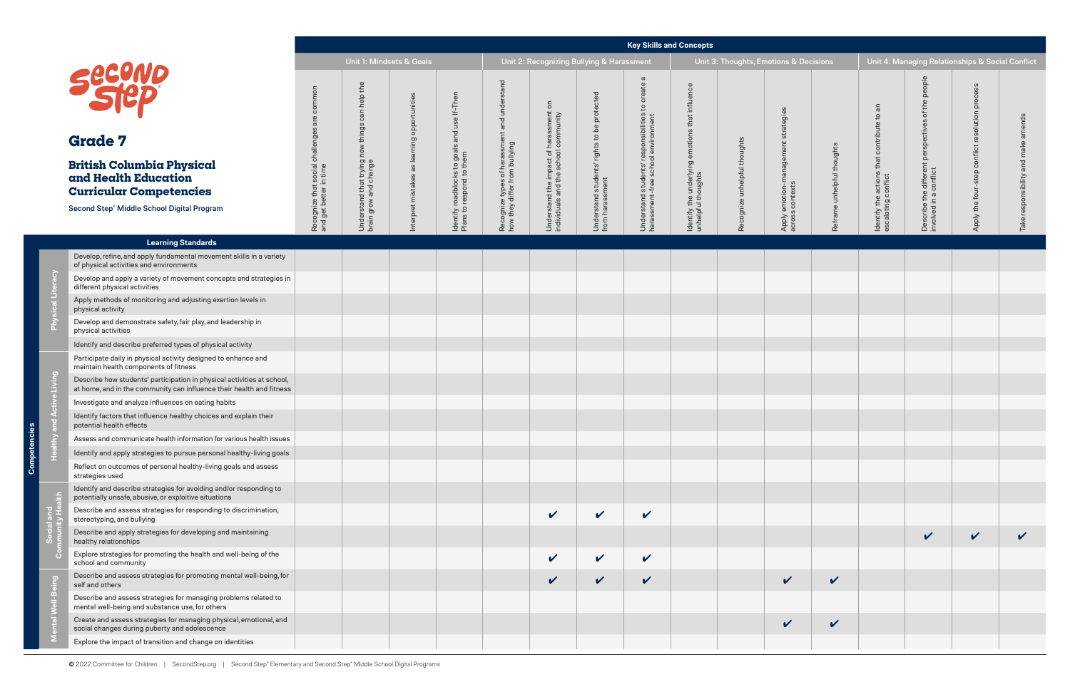# Grade 7

## British Columbia Physical and Health Education Curricular Competencies

Second Step® Middle School Digital Program

| Competencies | Learning Standards | Unit 1: Mindsets & Goals | | | | Unit 2: Recognizing Bullying & Harassment | | | | Unit 3: Thoughts, Emotions & Decisions | | | | Unit 4: Managing Relationships & Social Conflict | | | |
|---|---|---|---|---|---|---|---|---|---|---|---|---|---|---|---|---|---|
| | | Recognize that social challenges are common and get better in time | Understand that trying new things can help the brain grow and change | Interpret mistakes as learning opportunities | Identify roadblocks to goals and use If-Then Plans to respond to them | Recognize types of harassment and understand how they differ from bullying | Understand the impact of harassment on individuals and the school community | Understand students' rights to be protected from harassment | Understand students' responsibilities to create a harassment-free school environment | Identify the underlying emotions that influence unhelpful thoughts | Recognize unhelpful thoughts | Apply emotion-management strategies across contexts | Reframe unhelpful thoughts | Identify the actions that contribute to an escalating conflict | Describe the different perspectives of the people involved in a conflict | Apply the four-step conflict resolution process | Take responsibility and make amends |
| Physical Literacy | Develop, refine, and apply fundamental movement skills in a variety of physical activities and environments | | | | | | | | | | | | | | | | |
| | Develop and apply a variety of movement concepts and strategies in different physical activities | | | | | | | | | | | | | | | | |
| | Apply methods of monitoring and adjusting exertion levels in physical activity | | | | | | | | | | | | | | | | |
| | Develop and demonstrate safety, fair play, and leadership in physical activities | | | | | | | | | | | | | | | | |
| | Identify and describe preferred types of physical activity | | | | | | | | | | | | | | | | |
| Healthy and Active Living | Participate daily in physical activity designed to enhance and maintain health components of fitness | | | | | | | | | | | | | | | | |
| | Describe how students' participation in physical activities at school, at home, and in the community can influence their health and fitness | | | | | | | | | | | | | | | | |
| | Investigate and analyze influences on eating habits | | | | | | | | | | | | | | | | |
| | Identify factors that influence healthy choices and explain their potential health effects | | | | | | | | | | | | | | | | |
| | Assess and communicate health information for various health issues | | | | | | | | | | | | | | | | |
| | Identify and apply strategies to pursue personal healthy-living goals | | | | | | | | | | | | | | | | |
| | Reflect on outcomes of personal healthy-living goals and assess strategies used | | | | | | | | | | | | | | | | |
| Social and Community Health | Identify and describe strategies for avoiding and/or responding to potentially unsafe, abusive, or exploitive situations | | | | | | | | | | | | | | | | |
| | Describe and assess strategies for responding to discrimination, stereotyping, and bullying | | | | | | ✔ | ✔ | ✔ | | | | | | | | |
| | Describe and apply strategies for developing and maintaining healthy relationships | | | | | | | | | | | | | | ✔ | ✔ | ✔ |
| | Explore strategies for promoting the health and well-being of the school and community | | | | | | ✔ | ✔ | ✔ | | | | | | | | |
| Mental Well-Being | Describe and assess strategies for promoting mental well-being, for self and others | | | | | | ✔ | ✔ | ✔ | | | ✔ | ✔ | | | | |
| | Describe and assess strategies for managing problems related to mental well-being and substance use, for others | | | | | | | | | | | | | | | | |
| | Create and assess strategies for managing physical, emotional, and social changes during puberty and adolescence | | | | | | | | | | | ✔ | ✔ | | | | |
| | Explore the impact of transition and change on identities | | | | | | | | | | | | | | | | |

© 2022 Committee for Children | SecondStep.org | Second Step® Elementary and Second Step® Middle School Digital Programs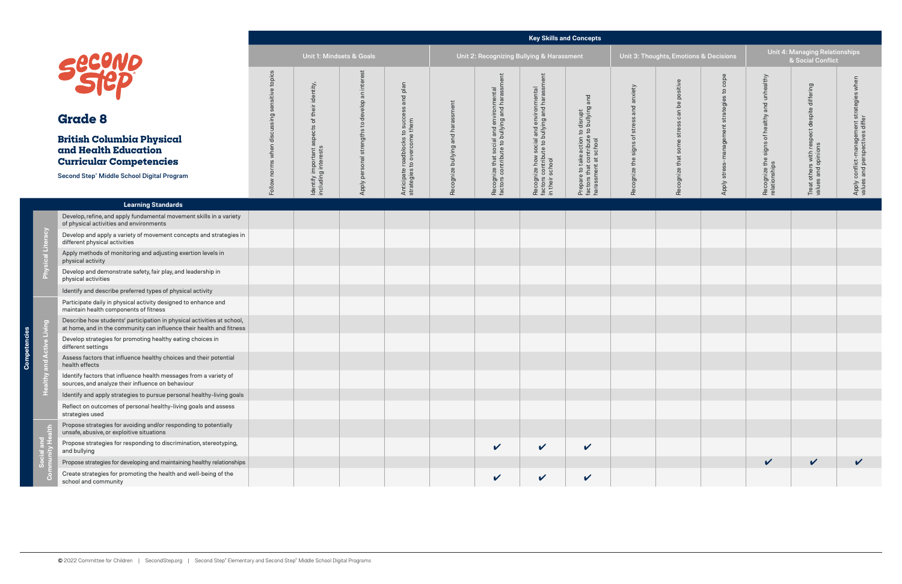# Second Step

## Grade 8

### British Columbia Physical and Health Education Curricular Competencies

Second Step® Middle School Digital Program

| | | Key Skills and Concepts | | | | | | | | | | | | | | |
|---|---|---|---|---|---|---|---|---|---|---|---|---|---|---|---|---|
| | | Unit 1: Mindsets & Goals | | | | Unit 2: Recognizing Bullying & Harassment | | | | Unit 3: Thoughts, Emotions & Decisions | | | Unit 4: Managing Relationships & Social Conflict | | | |
| | Learning Standards | Follow norms when discussing sensitive topics | Identify important aspects of their identity, including interests | Apply personal strengths to develop an interest | Anticipate roadblocks to success and plan strategies to overcome them | Recognize bullying and harassment | Recognize that social and environmental factors contribute to bullying and harassment | Recognize how social and environmental factors contribute to bullying and harassment in their school | Prepare to take action to disrupt factors that contribute to bullying and harassment at school | Recognize the signs of stress and anxiety | Recognize that some stress can be positive | Apply stress-management strategies to cope | Recognize the signs of healthy and unhealthy relationships | Treat others with respect despite differing values and opinions | Apply conflict-management strategies when values and perspectives differ |
| Competencies: Physical Literacy | Develop, refine, and apply fundamental movement skills in a variety of physical activities and environments | | | | | | | | | | | | | | |
| | Develop and apply a variety of movement concepts and strategies in different physical activities | | | | | | | | | | | | | | |
| | Apply methods of monitoring and adjusting exertion levels in physical activity | | | | | | | | | | | | | | |
| | Develop and demonstrate safety, fair play, and leadership in physical activities | | | | | | | | | | | | | | |
| | Identify and describe preferred types of physical activity | | | | | | | | | | | | | | |
| Competencies: Healthy and Active Living | Participate daily in physical activity designed to enhance and maintain health components of fitness | | | | | | | | | | | | | | |
| | Describe how students' participation in physical activities at school, at home, and in the community can influence their health and fitness | | | | | | | | | | | | | | |
| | Develop strategies for promoting healthy eating choices in different settings | | | | | | | | | | | | | | |
| | Assess factors that influence healthy choices and their potential health effects | | | | | | | | | | | | | | |
| | Identify factors that influence health messages from a variety of sources, and analyze their influence on behaviour | | | | | | | | | | | | | | |
| | Identify and apply strategies to pursue personal healthy-living goals | | | | | | | | | | | | | | |
| | Reflect on outcomes of personal healthy-living goals and assess strategies used | | | | | | | | | | | | | | |
| Competencies: Social and Community Health | Propose strategies for avoiding and/or responding to potentially unsafe, abusive, or exploitive situations | | | | | | | | | | | | | | |
| | Propose strategies for responding to discrimination, stereotyping, and bullying | | | | | | ✔ | ✔ | ✔ | | | | | | |
| | Propose strategies for developing and maintaining healthy relationships | | | | | | | | | | | | ✔ | ✔ | ✔ |
| | Create strategies for promoting the health and well-being of the school and community | | | | | | ✔ | ✔ | ✔ | | | | | | |

© 2022 Committee for Children | SecondStep.org | Second Step® Elementary and Second Step® Middle School Digital Programs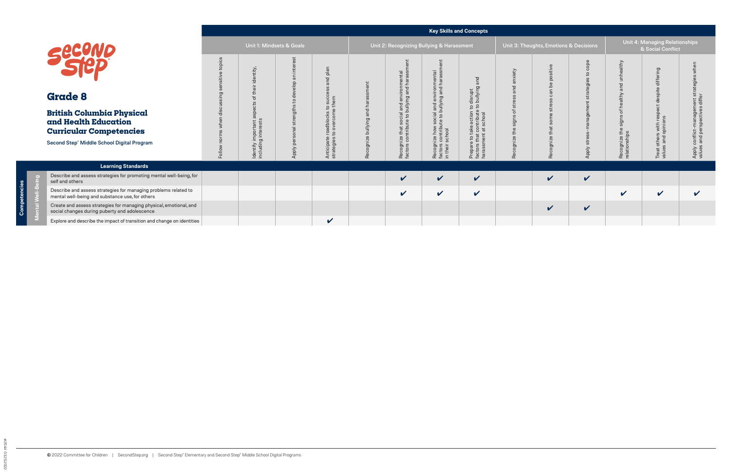# Grade 8

## British Columbia Physical and Health Education Curricular Competencies

Second Step® Middle School Digital Program

| | | Key Skills and Concepts | | | | | | | | | | | | | |
|---|---|---|---|---|---|---|---|---|---|---|---|---|---|---|---|
| | | Unit 1: Mindsets & Goals | | | | Unit 2: Recognizing Bullying & Harassment | | | | Unit 3: Thoughts, Emotions & Decisions | | | Unit 4: Managing Relationships & Social Conflict | | |
| Competencies | Learning Standards | Follow norms when discussing sensitive topics | Identify important aspects of their identity, including interests | Apply personal strengths to develop an interest | Anticipate roadblocks to success and plan strategies to overcome them | Recognize bullying and harassment | Recognize that social and environmental factors contribute to bullying and harassment | Recognize how social and environmental factors contribute to bullying and harassment in their school | Prepare to take action to disrupt factors that contribute to bullying and harassment at school | Recognize the signs of stress and anxiety | Recognize that some stress can be positive | Apply stress-management strategies to cope | Recognize the signs of healthy and unhealthy relationships | Treat others with respect despite differing values and opinions | Apply conflict-management strategies when values and perspectives differ |
| Mental Well-Being | Describe and assess strategies for promoting mental well-being, for self and others | | | | | | ✔ | ✔ | ✔ | | ✔ | ✔ | | | |
| Mental Well-Being | Describe and assess strategies for managing problems related to mental well-being and substance use, for others | | | | | | ✔ | ✔ | ✔ | | | | ✔ | ✔ | ✔ |
| Mental Well-Being | Create and assess strategies for managing physical, emotional, and social changes during puberty and adolescence | | | | | | | | | | ✔ | ✔ | | | |
| Mental Well-Being | Explore and describe the impact of transition and change on identities | | | | ✔ | | | | | | | | | | |

© 2022 Committee for Children | SecondStep.org | Second Step® Elementary and Second Step® Middle School Digital Programs